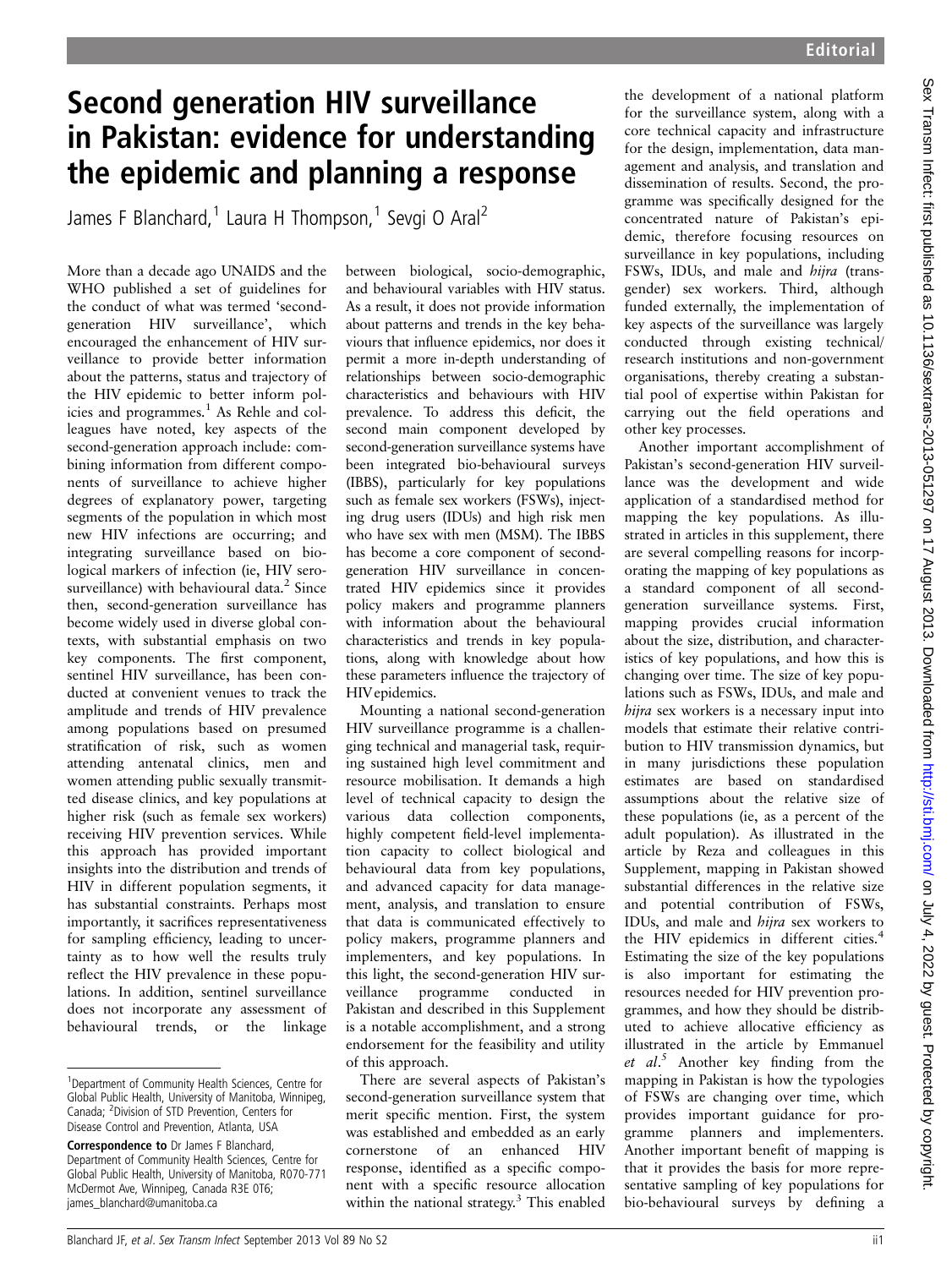# Second generation HIV surveillance in Pakistan: evidence for understanding the epidemic and planning a response

James F Blanchard,[1] Laura H Thompson,[1] Sevgi O Aral[2]

More than a decade ago UNAIDS and the WHO published a set of guidelines for the conduct of what was termed 'second-generation HIV surveillance', which encouraged the enhancement of HIV surveillance to provide better information about the patterns, status and trajectory of the HIV epidemic to better inform policies and programmes.[1] As Rehle and colleagues have noted, key aspects of the second-generation approach include: combining information from different components of surveillance to achieve higher degrees of explanatory power, targeting segments of the population in which most new HIV infections are occurring; and integrating surveillance based on biological markers of infection (ie, HIV serosurveillance) with behavioural data.[2] Since then, second-generation surveillance has become widely used in diverse global contexts, with substantial emphasis on two key components. The first component, sentinel HIV surveillance, has been conducted at convenient venues to track the amplitude and trends of HIV prevalence among populations based on presumed stratification of risk, such as women attending antenatal clinics, men and women attending public sexually transmitted disease clinics, and key populations at higher risk (such as female sex workers) receiving HIV prevention services. While this approach has provided important insights into the distribution and trends of HIV in different population segments, it has substantial constraints. Perhaps most importantly, it sacrifices representativeness for sampling efficiency, leading to uncertainty as to how well the results truly reflect the HIV prevalence in these populations. In addition, sentinel surveillance does not incorporate any assessment of behavioural trends, or the linkage between biological, socio-demographic, and behavioural variables with HIV status. As a result, it does not provide information about patterns and trends in the key behaviours that influence epidemics, nor does it permit a more in-depth understanding of relationships between socio-demographic characteristics and behaviours with HIV prevalence. To address this deficit, the second main component developed by second-generation surveillance systems have been integrated bio-behavioural surveys (IBBS), particularly for key populations such as female sex workers (FSWs), injecting drug users (IDUs) and high risk men who have sex with men (MSM). The IBBS has become a core component of second-generation HIV surveillance in concentrated HIV epidemics since it provides policy makers and programme planners with information about the behavioural characteristics and trends in key populations, along with knowledge about how these parameters influence the trajectory of HIV epidemics.

Mounting a national second-generation HIV surveillance programme is a challenging technical and managerial task, requiring sustained high level commitment and resource mobilisation. It demands a high level of technical capacity to design the various data collection components, highly competent field-level implementation capacity to collect biological and behavioural data from key populations, and advanced capacity for data management, analysis, and translation to ensure that data is communicated effectively to policy makers, programme planners and implementers, and key populations. In this light, the second-generation HIV surveillance programme conducted in Pakistan and described in this Supplement is a notable accomplishment, and a strong endorsement for the feasibility and utility of this approach.

There are several aspects of Pakistan's second-generation surveillance system that merit specific mention. First, the system was established and embedded as an early cornerstone of an enhanced HIV response, identified as a specific component with a specific resource allocation within the national strategy.[3] This enabled the development of a national platform for the surveillance system, along with a core technical capacity and infrastructure for the design, implementation, data management and analysis, and translation and dissemination of results. Second, the programme was specifically designed for the concentrated nature of Pakistan's epidemic, therefore focusing resources on surveillance in key populations, including FSWs, IDUs, and male and *hijra* (transgender) sex workers. Third, although funded externally, the implementation of key aspects of the surveillance was largely conducted through existing technical/research institutions and non-government organisations, thereby creating a substantial pool of expertise within Pakistan for carrying out the field operations and other key processes.

Another important accomplishment of Pakistan's second-generation HIV surveillance was the development and wide application of a standardised method for mapping the key populations. As illustrated in articles in this supplement, there are several compelling reasons for incorporating the mapping of key populations as a standard component of all second-generation surveillance systems. First, mapping provides crucial information about the size, distribution, and characteristics of key populations, and how this is changing over time. The size of key populations such as FSWs, IDUs, and male and *hijra* sex workers is a necessary input into models that estimate their relative contribution to HIV transmission dynamics, but in many jurisdictions these population estimates are based on standardised assumptions about the relative size of these populations (ie, as a percent of the adult population). As illustrated in the article by Reza and colleagues in this Supplement, mapping in Pakistan showed substantial differences in the relative size and potential contribution of FSWs, IDUs, and male and *hijra* sex workers to the HIV epidemics in different cities.[4] Estimating the size of the key populations is also important for estimating the resources needed for HIV prevention programmes, and how they should be distributed to achieve allocative efficiency as illustrated in the article by Emmanuel *et al*.[5] Another key finding from the mapping in Pakistan is how the typologies of FSWs are changing over time, which provides important guidance for programme planners and implementers. Another important benefit of mapping is that it provides the basis for more representative sampling of key populations for bio-behavioural surveys by defining a

[1]Department of Community Health Sciences, Centre for Global Public Health, University of Manitoba, Winnipeg, Canada; [2]Division of STD Prevention, Centers for Disease Control and Prevention, Atlanta, USA

**Correspondence to** Dr James F Blanchard, Department of Community Health Sciences, Centre for Global Public Health, University of Manitoba, R070-771 McDermot Ave, Winnipeg, Canada R3E 0T6; james_blanchard@umanitoba.ca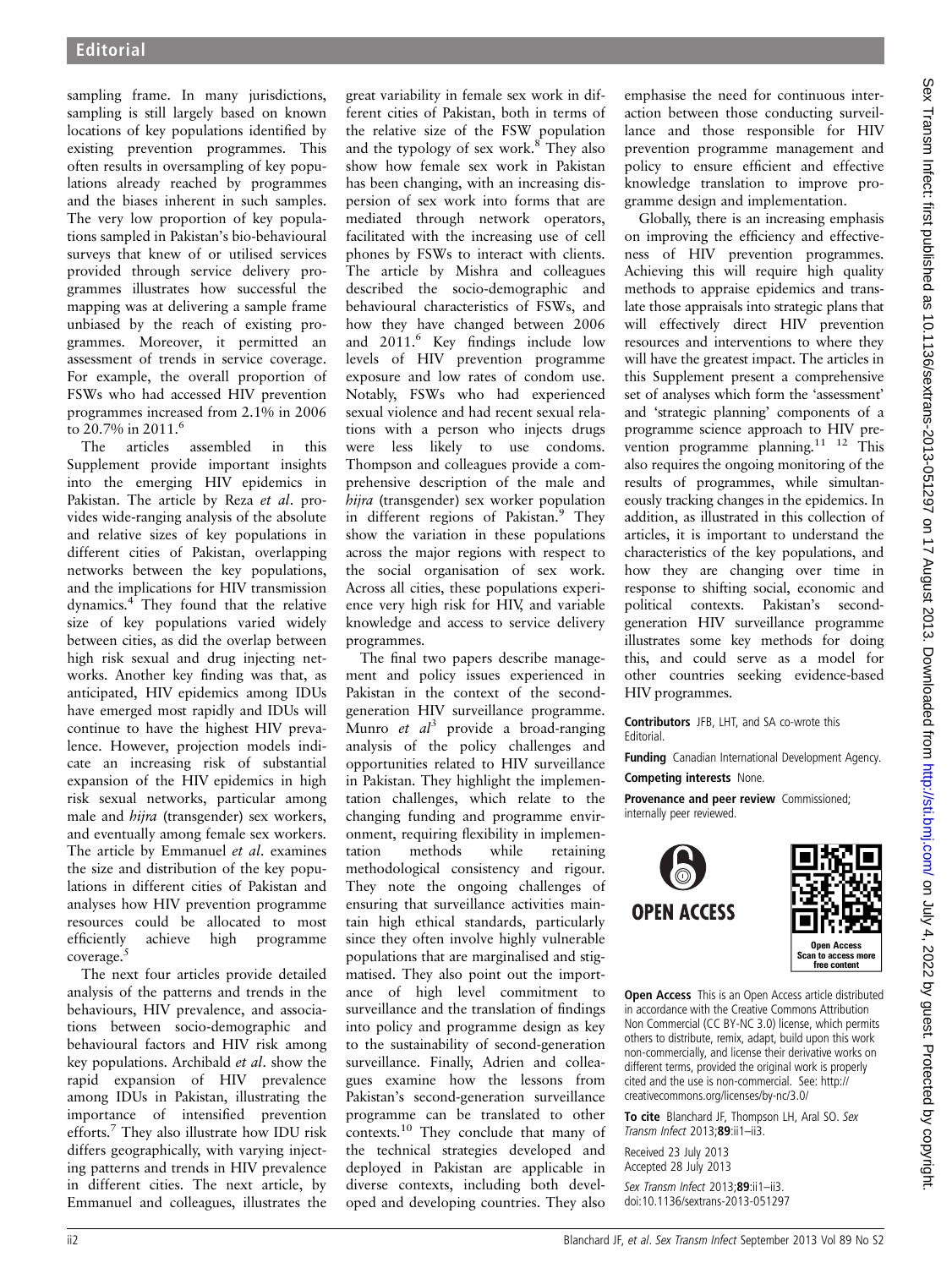sampling frame. In many jurisdictions, sampling is still largely based on known locations of key populations identified by existing prevention programmes. This often results in oversampling of key populations already reached by programmes and the biases inherent in such samples. The very low proportion of key populations sampled in Pakistan's bio-behavioural surveys that knew of or utilised services provided through service delivery programmes illustrates how successful the mapping was at delivering a sample frame unbiased by the reach of existing programmes. Moreover, it permitted an assessment of trends in service coverage. For example, the overall proportion of FSWs who had accessed HIV prevention programmes increased from 2.1% in 2006 to 20.7% in 2011.[6]

The articles assembled in this Supplement provide important insights into the emerging HIV epidemics in Pakistan. The article by Reza *et al*. provides wide-ranging analysis of the absolute and relative sizes of key populations in different cities of Pakistan, overlapping networks between the key populations, and the implications for HIV transmission dynamics.[4] They found that the relative size of key populations varied widely between cities, as did the overlap between high risk sexual and drug injecting networks. Another key finding was that, as anticipated, HIV epidemics among IDUs have emerged most rapidly and IDUs will continue to have the highest HIV prevalence. However, projection models indicate an increasing risk of substantial expansion of the HIV epidemics in high risk sexual networks, particular among male and *hijra* (transgender) sex workers, and eventually among female sex workers. The article by Emmanuel *et al*. examines the size and distribution of the key populations in different cities of Pakistan and analyses how HIV prevention programme resources could be allocated to most efficiently achieve high programme coverage.[5]

The next four articles provide detailed analysis of the patterns and trends in the behaviours, HIV prevalence, and associations between socio-demographic and behavioural factors and HIV risk among key populations. Archibald *et al*. show the rapid expansion of HIV prevalence among IDUs in Pakistan, illustrating the importance of intensified prevention efforts.[7] They also illustrate how IDU risk differs geographically, with varying injecting patterns and trends in HIV prevalence in different cities. The next article, by Emmanuel and colleagues, illustrates the great variability in female sex work in different cities of Pakistan, both in terms of the relative size of the FSW population and the typology of sex work.[8] They also show how female sex work in Pakistan has been changing, with an increasing dispersion of sex work into forms that are mediated through network operators, facilitated with the increasing use of cell phones by FSWs to interact with clients. The article by Mishra and colleagues described the socio-demographic and behavioural characteristics of FSWs, and how they have changed between 2006 and 2011.[6] Key findings include low levels of HIV prevention programme exposure and low rates of condom use. Notably, FSWs who had experienced sexual violence and had recent sexual relations with a person who injects drugs were less likely to use condoms. Thompson and colleagues provide a comprehensive description of the male and *hijra* (transgender) sex worker population in different regions of Pakistan.[9] They show the variation in these populations across the major regions with respect to the social organisation of sex work. Across all cities, these populations experience very high risk for HIV, and variable knowledge and access to service delivery programmes.

The final two papers describe management and policy issues experienced in Pakistan in the context of the second-generation HIV surveillance programme. Munro *et al*[3] provide a broad-ranging analysis of the policy challenges and opportunities related to HIV surveillance in Pakistan. They highlight the implementation challenges, which relate to the changing funding and programme environment, requiring flexibility in implementation methods while retaining methodological consistency and rigour. They note the ongoing challenges of ensuring that surveillance activities maintain high ethical standards, particularly since they often involve highly vulnerable populations that are marginalised and stigmatised. They also point out the importance of high level commitment to surveillance and the translation of findings into policy and programme design as key to the sustainability of second-generation surveillance. Finally, Adrien and colleagues examine how the lessons from Pakistan's second-generation surveillance programme can be translated to other contexts.[10] They conclude that many of the technical strategies developed and deployed in Pakistan are applicable in diverse contexts, including both developed and developing countries. They also emphasise the need for continuous interaction between those conducting surveillance and those responsible for HIV prevention programme management and policy to ensure efficient and effective knowledge translation to improve programme design and implementation.

Globally, there is an increasing emphasis on improving the efficiency and effectiveness of HIV prevention programmes. Achieving this will require high quality methods to appraise epidemics and translate those appraisals into strategic plans that will effectively direct HIV prevention resources and interventions to where they will have the greatest impact. The articles in this Supplement present a comprehensive set of analyses which form the 'assessment' and 'strategic planning' components of a programme science approach to HIV prevention programme planning.[11] [12] This also requires the ongoing monitoring of the results of programmes, while simultaneously tracking changes in the epidemics. In addition, as illustrated in this collection of articles, it is important to understand the characteristics of the key populations, and how they are changing over time in response to shifting social, economic and political contexts. Pakistan's second-generation HIV surveillance programme illustrates some key methods for doing this, and could serve as a model for other countries seeking evidence-based HIV programmes.

**Contributors** JFB, LHT, and SA co-wrote this Editorial.

**Funding** Canadian International Development Agency.

**Competing interests** None.

**Provenance and peer review** Commissioned; internally peer reviewed.

**Open Access** This is an Open Access article distributed in accordance with the Creative Commons Attribution Non Commercial (CC BY-NC 3.0) license, which permits others to distribute, remix, adapt, build upon this work non-commercially, and license their derivative works on different terms, provided the original work is properly cited and the use is non-commercial. See: http://creativecommons.org/licenses/by-nc/3.0/

**To cite** Blanchard JF, Thompson LH, Aral SO. *Sex Transm Infect* 2013;**89**:ii1–ii3.

Received 23 July 2013
Accepted 28 July 2013

*Sex Transm Infect* 2013;**89**:ii1–ii3.
doi:10.1136/sextrans-2013-051297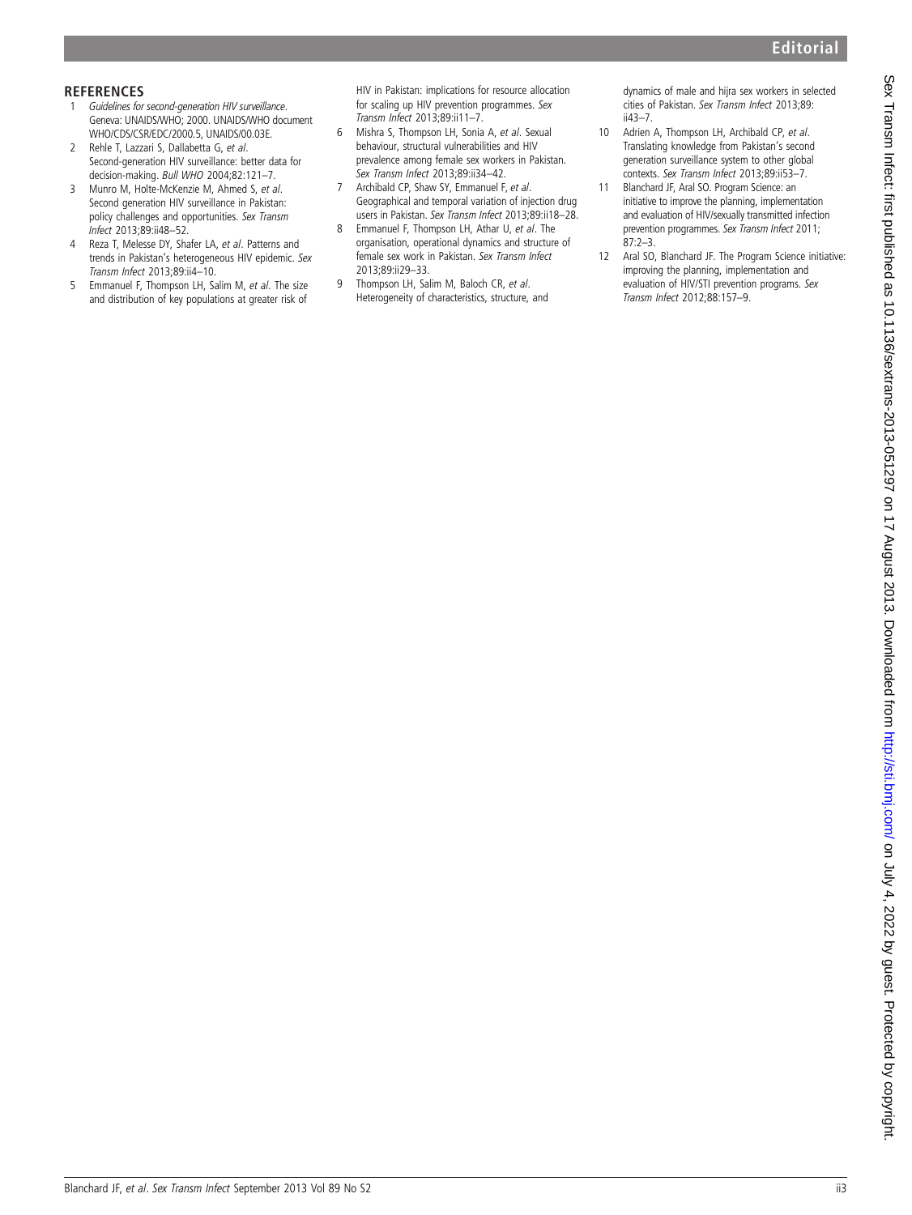## REFERENCES

1. *Guidelines for second-generation HIV surveillance*. Geneva: UNAIDS/WHO; 2000. UNAIDS/WHO document WHO/CDS/CSR/EDC/2000.5, UNAIDS/00.03E.
2. Rehle T, Lazzari S, Dallabetta G, *et al*. Second-generation HIV surveillance: better data for decision-making. *Bull WHO* 2004;82:121–7.
3. Munro M, Holte-McKenzie M, Ahmed S, *et al*. Second generation HIV surveillance in Pakistan: policy challenges and opportunities. *Sex Transm Infect* 2013;89:ii48–52.
4. Reza T, Melesse DY, Shafer LA, *et al*. Patterns and trends in Pakistan's heterogeneous HIV epidemic. *Sex Transm Infect* 2013;89:ii4–10.
5. Emmanuel F, Thompson LH, Salim M, *et al*. The size and distribution of key populations at greater risk of HIV in Pakistan: implications for resource allocation for scaling up HIV prevention programmes. *Sex Transm Infect* 2013;89:ii11–7.
6. Mishra S, Thompson LH, Sonia A, *et al*. Sexual behaviour, structural vulnerabilities and HIV prevalence among female sex workers in Pakistan. *Sex Transm Infect* 2013;89:ii34–42.
7. Archibald CP, Shaw SY, Emmanuel F, *et al*. Geographical and temporal variation of injection drug users in Pakistan. *Sex Transm Infect* 2013;89:ii18–28.
8. Emmanuel F, Thompson LH, Athar U, *et al*. The organisation, operational dynamics and structure of female sex work in Pakistan. *Sex Transm Infect* 2013;89:ii29–33.
9. Thompson LH, Salim M, Baloch CR, *et al*. Heterogeneity of characteristics, structure, and dynamics of male and hijra sex workers in selected cities of Pakistan. *Sex Transm Infect* 2013;89:ii43–7.
10. Adrien A, Thompson LH, Archibald CP, *et al*. Translating knowledge from Pakistan's second generation surveillance system to other global contexts. *Sex Transm Infect* 2013;89:ii53–7.
11. Blanchard JF, Aral SO. Program Science: an initiative to improve the planning, implementation and evaluation of HIV/sexually transmitted infection prevention programmes. *Sex Transm Infect* 2011;87:2–3.
12. Aral SO, Blanchard JF. The Program Science initiative: improving the planning, implementation and evaluation of HIV/STI prevention programs. *Sex Transm Infect* 2012;88:157–9.